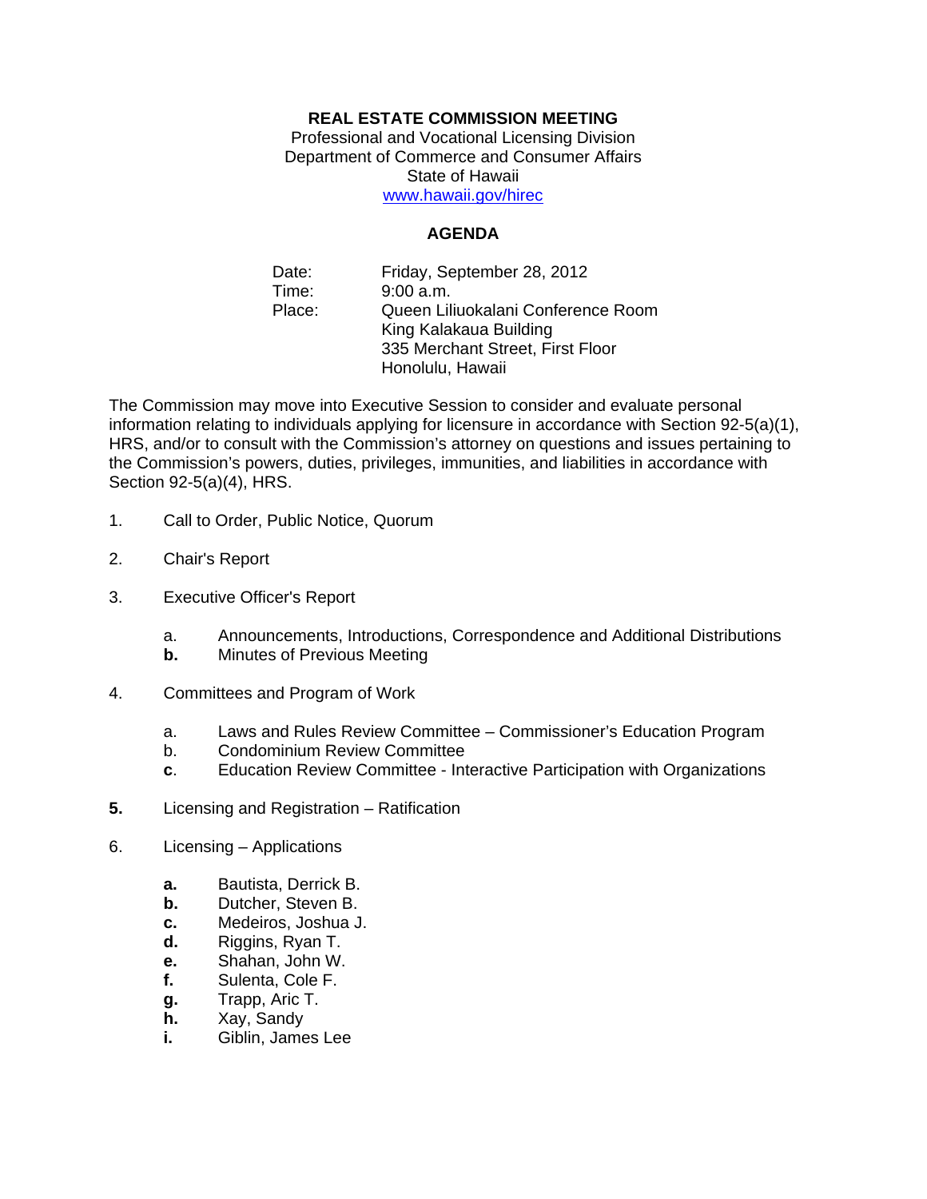**REAL ESTATE COMMISSION MEETING**
Professional and Vocational Licensing Division
Department of Commerce and Consumer Affairs
State of Hawaii
www.hawaii.gov/hirec

**AGENDA**

Date: Friday, September 28, 2012
Time: 9:00 a.m.
Place: Queen Liliuokalani Conference Room
King Kalakaua Building
335 Merchant Street, First Floor
Honolulu, Hawaii

The Commission may move into Executive Session to consider and evaluate personal information relating to individuals applying for licensure in accordance with Section 92-5(a)(1), HRS, and/or to consult with the Commission's attorney on questions and issues pertaining to the Commission's powers, duties, privileges, immunities, and liabilities in accordance with Section 92-5(a)(4), HRS.

1. Call to Order, Public Notice, Quorum

2. Chair's Report

3. Executive Officer's Report

   a. Announcements, Introductions, Correspondence and Additional Distributions
   **b.** Minutes of Previous Meeting

4. Committees and Program of Work

   a. Laws and Rules Review Committee – Commissioner's Education Program
   b. Condominium Review Committee
   **c**. Education Review Committee - Interactive Participation with Organizations

**5.** Licensing and Registration – Ratification

6. Licensing – Applications

   **a.** Bautista, Derrick B.
   **b.** Dutcher, Steven B.
   **c.** Medeiros, Joshua J.
   **d.** Riggins, Ryan T.
   **e.** Shahan, John W.
   **f.** Sulenta, Cole F.
   **g.** Trapp, Aric T.
   **h.** Xay, Sandy
   **i.** Giblin, James Lee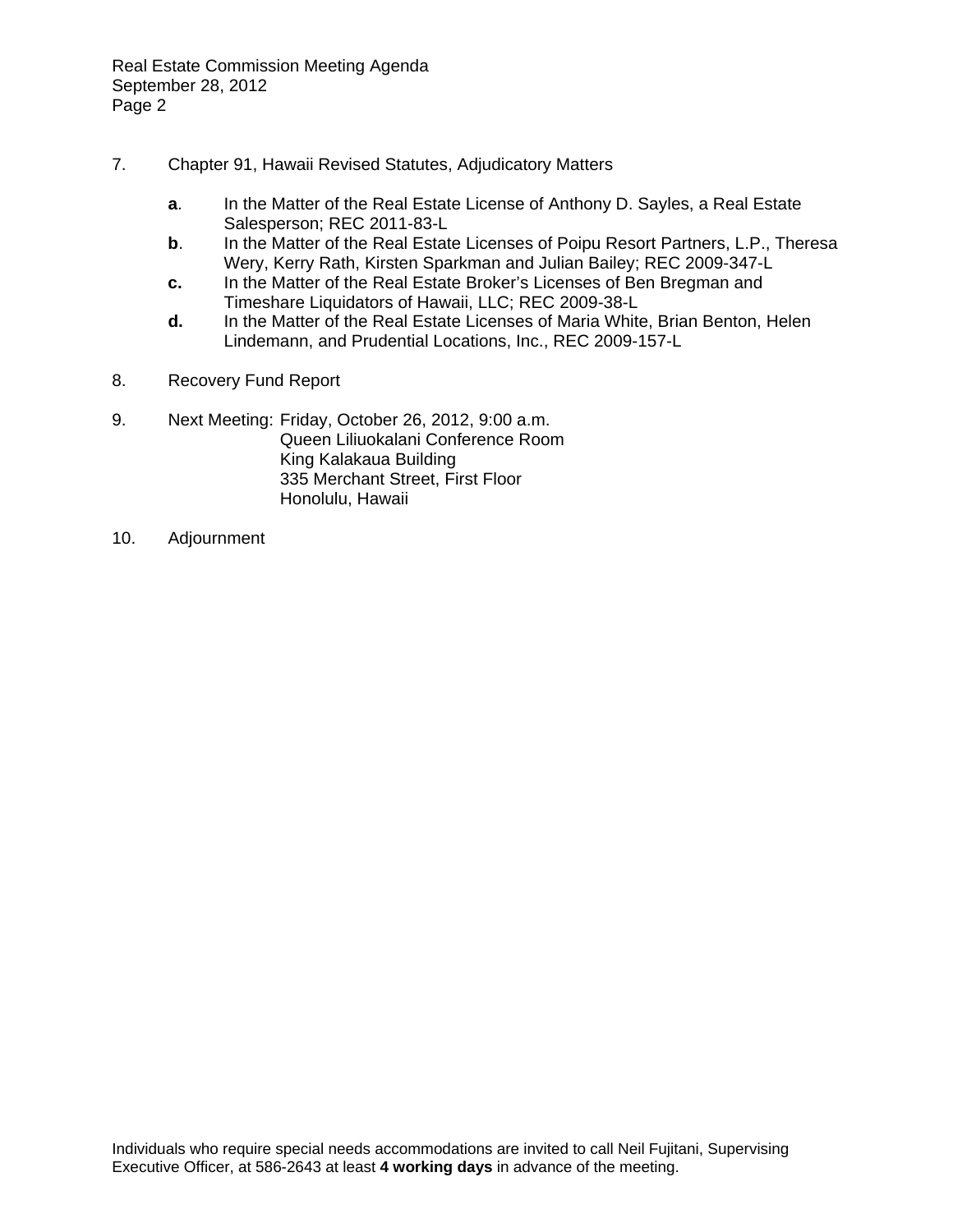7. Chapter 91, Hawaii Revised Statutes, Adjudicatory Matters

   **a**. In the Matter of the Real Estate License of Anthony D. Sayles, a Real Estate Salesperson; REC 2011-83-L

   **b**. In the Matter of the Real Estate Licenses of Poipu Resort Partners, L.P., Theresa Wery, Kerry Rath, Kirsten Sparkman and Julian Bailey; REC 2009-347-L

   **c.** In the Matter of the Real Estate Broker's Licenses of Ben Bregman and Timeshare Liquidators of Hawaii, LLC; REC 2009-38-L

   **d.** In the Matter of the Real Estate Licenses of Maria White, Brian Benton, Helen Lindemann, and Prudential Locations, Inc., REC 2009-157-L

8. Recovery Fund Report

9. Next Meeting: Friday, October 26, 2012, 9:00 a.m.
   Queen Liliuokalani Conference Room
   King Kalakaua Building
   335 Merchant Street, First Floor
   Honolulu, Hawaii

10. Adjournment

Individuals who require special needs accommodations are invited to call Neil Fujitani, Supervising Executive Officer, at 586-2643 at least **4 working days** in advance of the meeting.